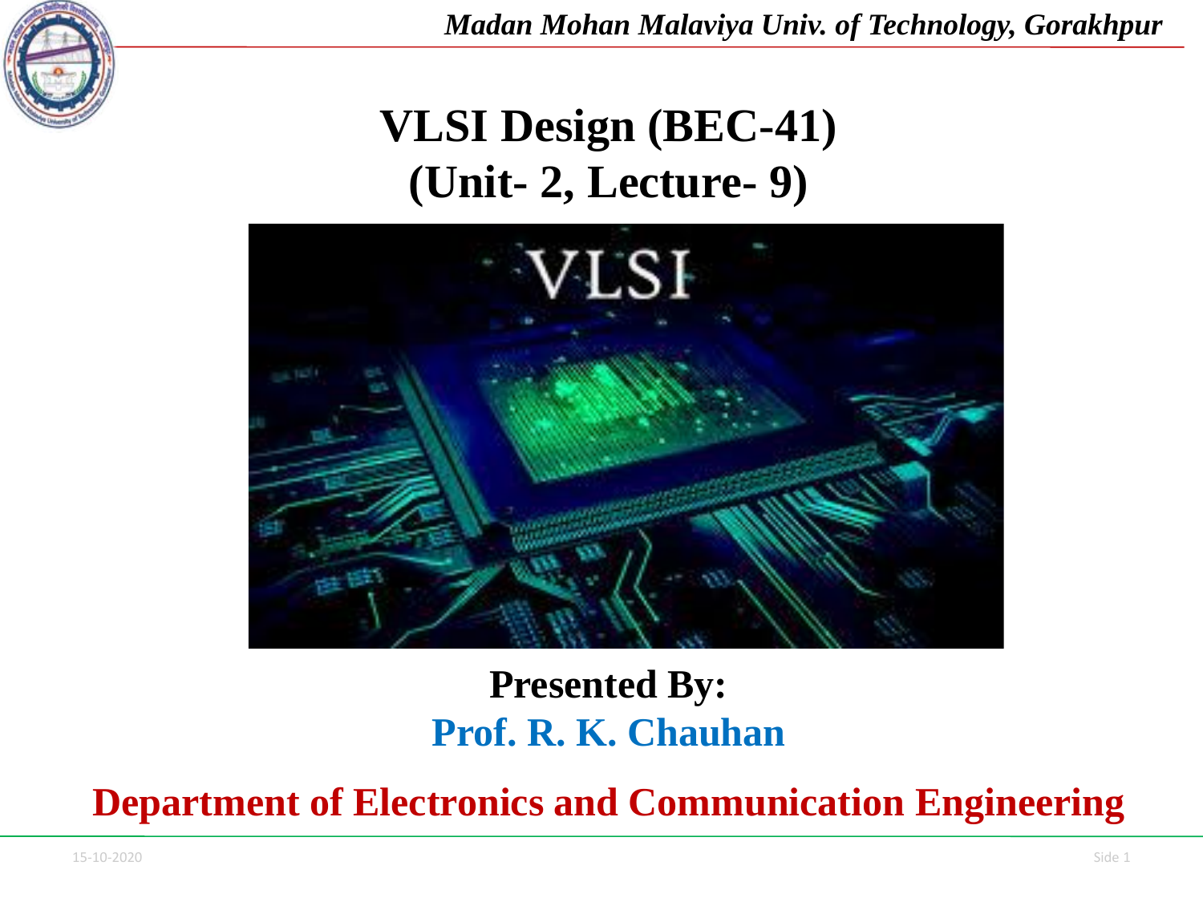# VLSI Design (BEC-41)
## (Unit- 2, Lecture- 9)

**Presented By:**

**Prof. R. K. Chauhan**

**Department of Electronics and Communication Engineering**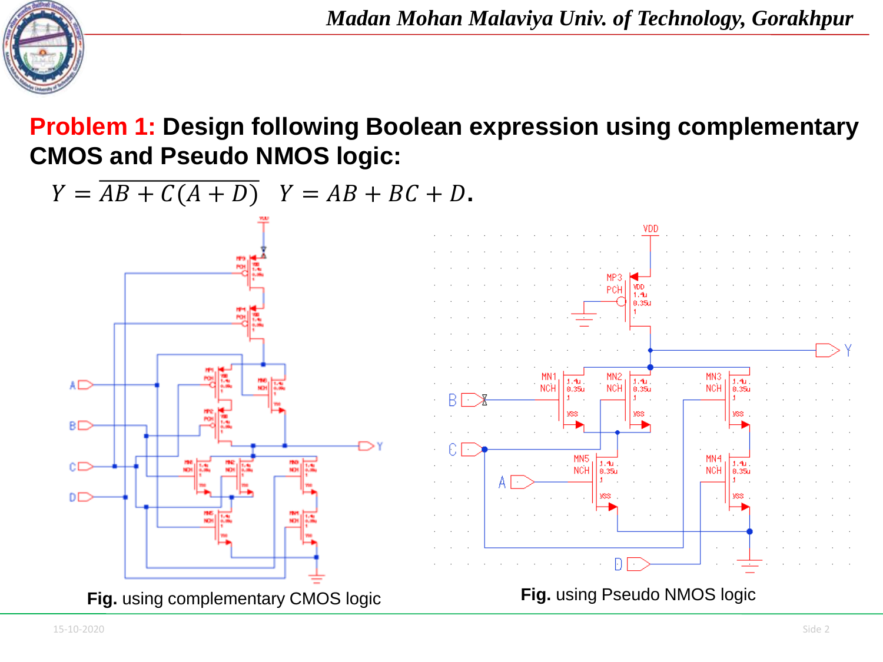**Problem 1: Design following Boolean expression using complementary CMOS and Pseudo NMOS logic:**

$$Y = \overline{AB + C(A + D)} \quad Y = AB + BC + D.$$

**Fig.** using complementary CMOS logic

**Fig.** using Pseudo NMOS logic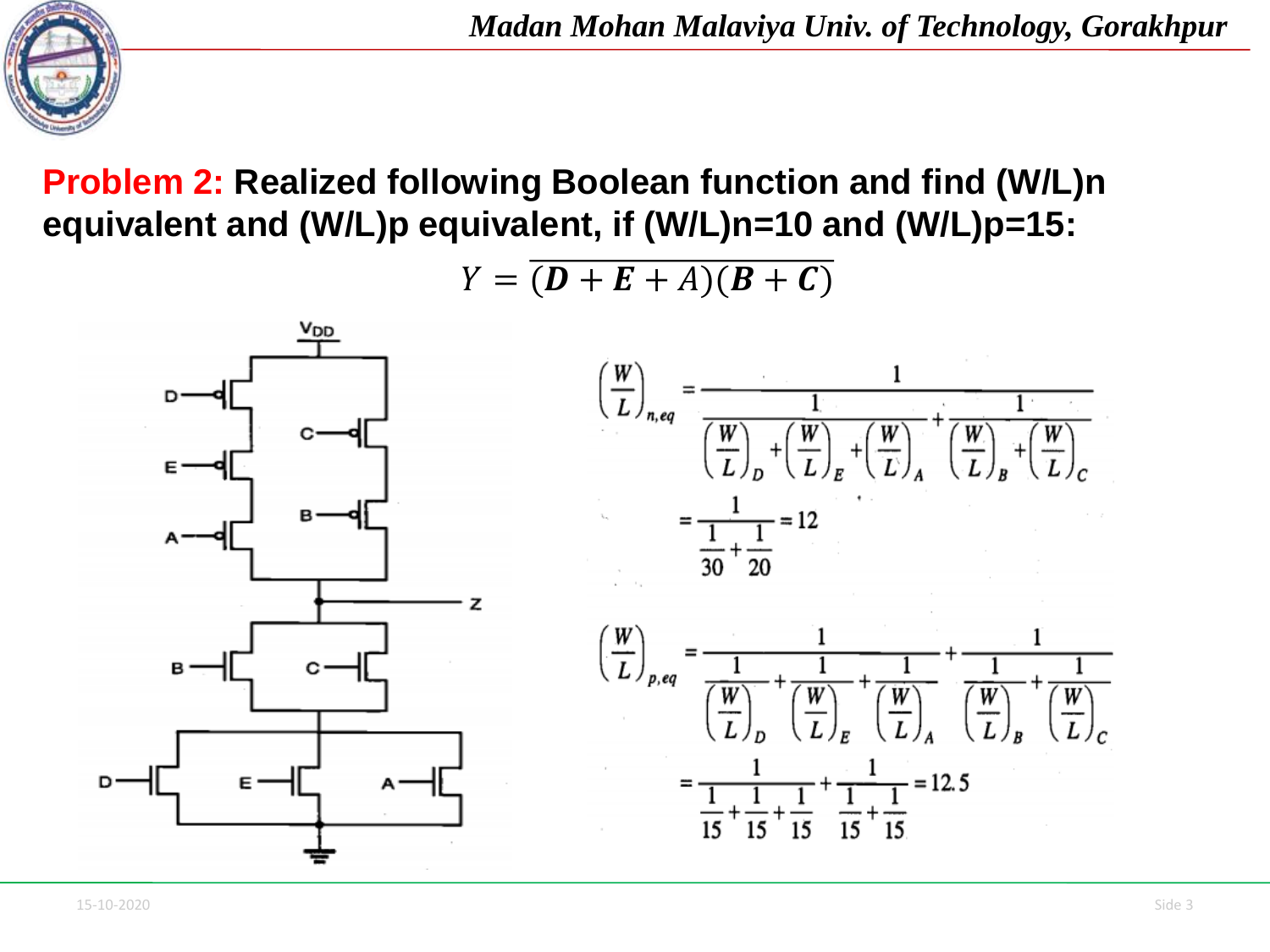**Problem 2:** **Realized following Boolean function and find (W/L)n equivalent and (W/L)p equivalent, if (W/L)n=10 and (W/L)p=15:**

$$Y = \overline{(\boldsymbol{D} + \boldsymbol{E} + A)(\boldsymbol{B} + \boldsymbol{C})}$$

$$\left(\frac{W}{L}\right)_{n,eq} = \frac{1}{\dfrac{1}{\left(\frac{W}{L}\right)_D + \left(\frac{W}{L}\right)_E + \left(\frac{W}{L}\right)_A} + \dfrac{1}{\left(\frac{W}{L}\right)_B + \left(\frac{W}{L}\right)_C}}$$

$$= \frac{1}{\dfrac{1}{30} + \dfrac{1}{20}} = 12$$

$$\left(\frac{W}{L}\right)_{p,eq} = \frac{1}{\dfrac{1}{\left(\frac{W}{L}\right)_D} + \dfrac{1}{\left(\frac{W}{L}\right)_E} + \dfrac{1}{\left(\frac{W}{L}\right)_A}} + \frac{1}{\dfrac{1}{\left(\frac{W}{L}\right)_B} + \dfrac{1}{\left(\frac{W}{L}\right)_C}}$$

$$= \frac{1}{\dfrac{1}{15} + \dfrac{1}{15} + \dfrac{1}{15}} + \frac{1}{\dfrac{1}{15} + \dfrac{1}{15}} = 12.5$$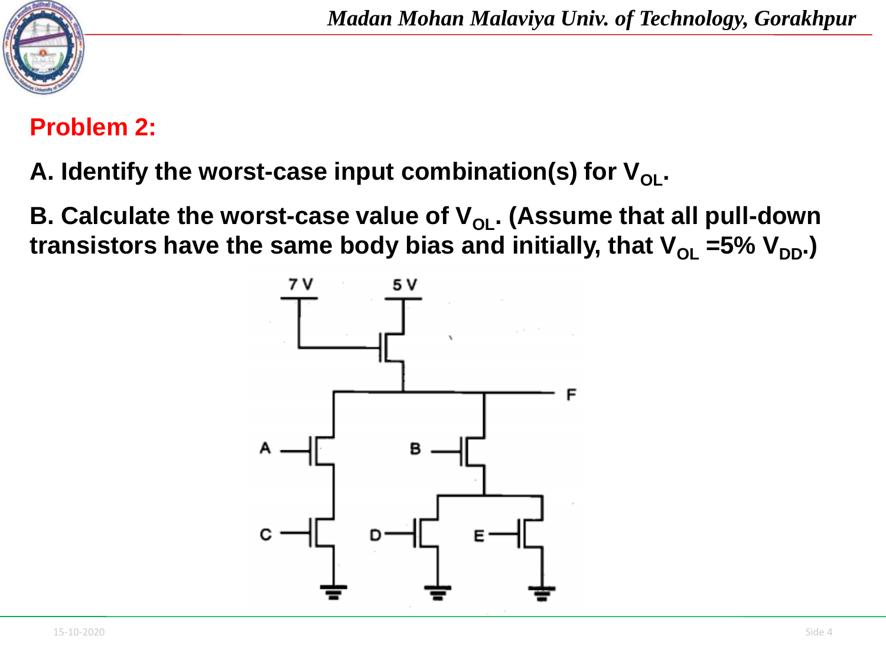## Problem 2:

**A. Identify the worst-case input combination(s) for $V_{OL}$.**

**B. Calculate the worst-case value of $V_{OL}$. (Assume that all pull-down transistors have the same body bias and initially, that $V_{OL}$ =5% $V_{DD}$.)**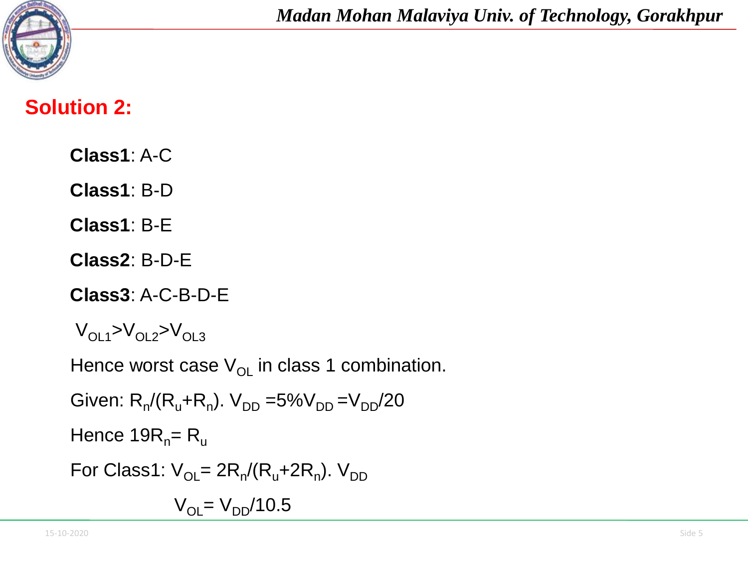## Solution 2:

**Class1**: A-C

**Class1**: B-D

**Class1**: B-E

**Class2**: B-D-E

**Class3**: A-C-B-D-E

$V_{OL1} > V_{OL2} > V_{OL3}$

Hence worst case $V_{OL}$ in class 1 combination.

Given: $R_n/(R_u+R_n).\ V_{DD} = 5\%V_{DD} = V_{DD}/20$

Hence $19R_n = R_u$

For Class1: $V_{OL} = 2R_n/(R_u+2R_n).\ V_{DD}$

$$V_{OL} = V_{DD}/10.5$$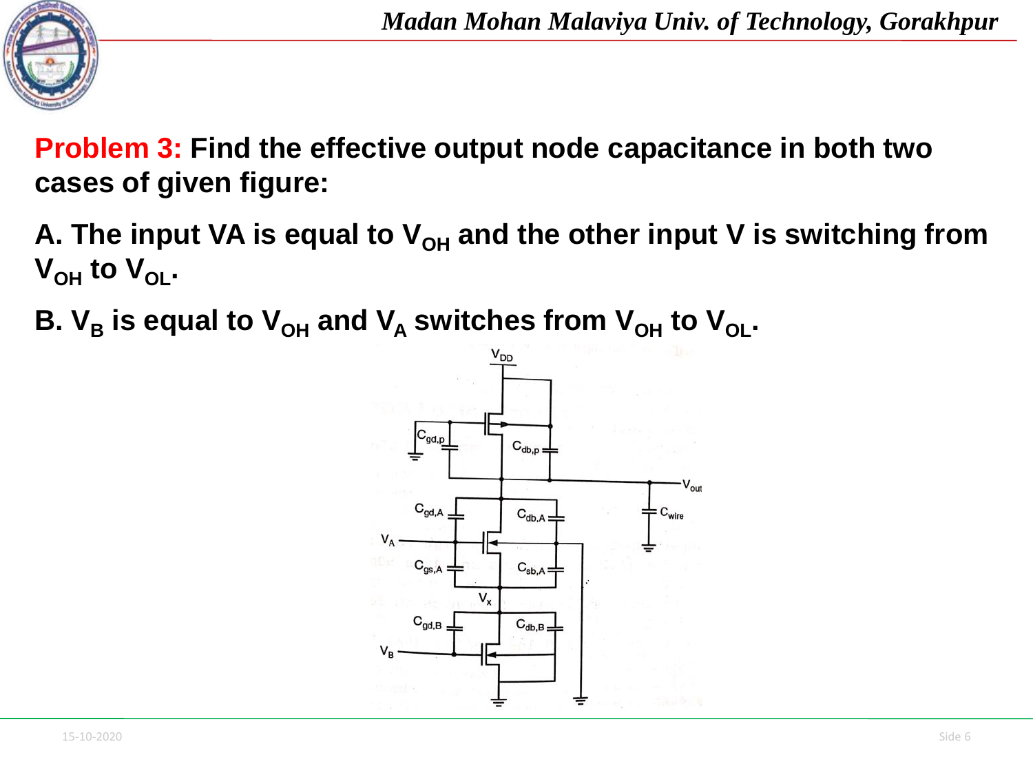**Problem 3: Find the effective output node capacitance in both two cases of given figure:**

**A. The input VA is equal to $V_{OH}$ and the other input V is switching from $V_{OH}$ to $V_{OL}$.**

**B. $V_B$ is equal to $V_{OH}$ and $V_A$ switches from $V_{OH}$ to $V_{OL}$.**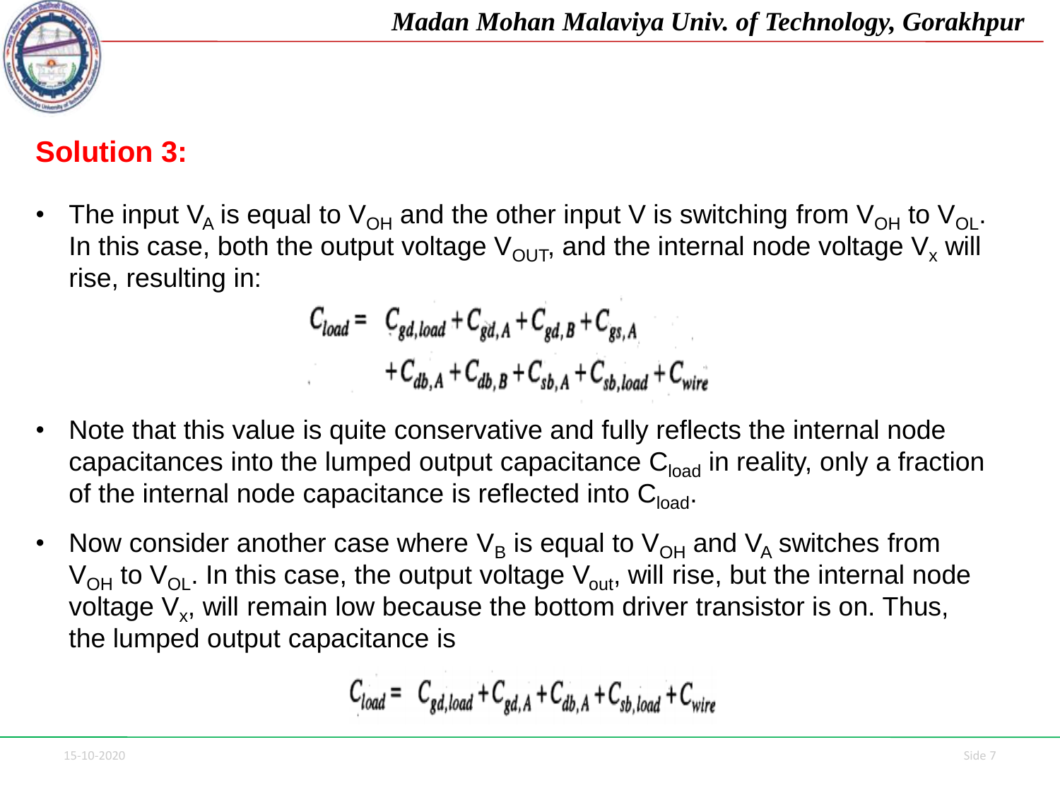## Solution 3:

- The input $V_A$ is equal to $V_{OH}$ and the other input V is switching from $V_{OH}$ to $V_{OL}$. In this case, both the output voltage $V_{OUT}$, and the internal node voltage $V_x$ will rise, resulting in:

$$C_{load} = C_{gd,load} + C_{gd,A} + C_{gd,B} + C_{gs,A} + C_{db,A} + C_{db,B} + C_{sb,A} + C_{sb,load} + C_{wire}$$

- Note that this value is quite conservative and fully reflects the internal node capacitances into the lumped output capacitance $C_{load}$ in reality, only a fraction of the internal node capacitance is reflected into $C_{load}$.

- Now consider another case where $V_B$ is equal to $V_{OH}$ and $V_A$ switches from $V_{OH}$ to $V_{OL}$. In this case, the output voltage $V_{out}$, will rise, but the internal node voltage $V_x$, will remain low because the bottom driver transistor is on. Thus, the lumped output capacitance is

$$C_{load} = C_{gd,load} + C_{gd,A} + C_{db,A} + C_{sb,load} + C_{wire}$$